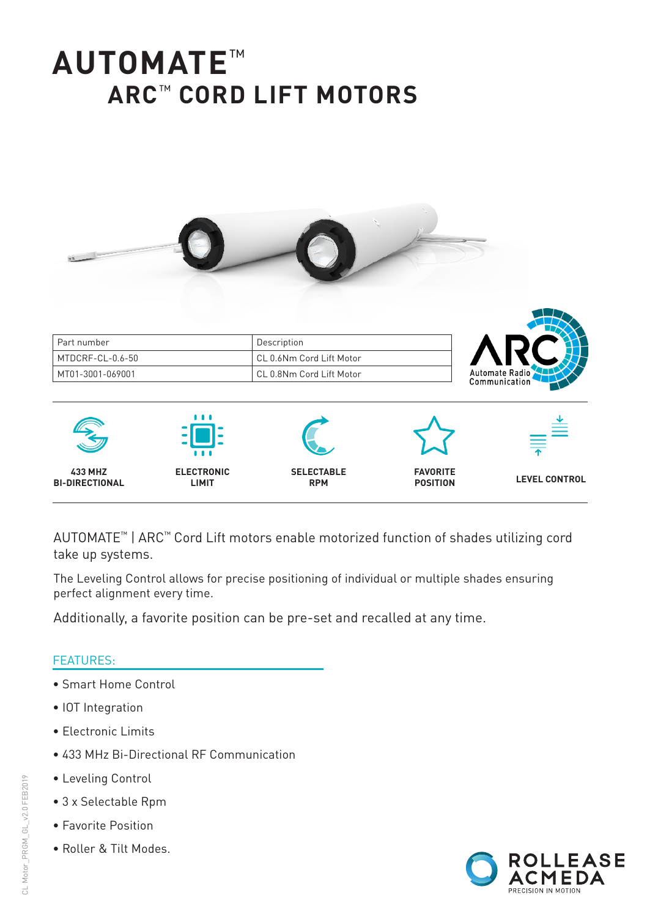# AUTOMATE™

## ARC™ CORD LIFT MOTORS

| Part number | Description |
| --- | --- |
| MTDCRF-CL-0.6-50 | CL 0.6Nm Cord Lift Motor |
| MT01-3001-069001 | CL 0.8Nm Cord Lift Motor |

ARC Automate Radio Communication

433 MHZ BI-DIRECTIONAL | ELECTRONIC LIMIT | SELECTABLE RPM | FAVORITE POSITION | LEVEL CONTROL

AUTOMATE™ | ARC™ Cord Lift motors enable motorized function of shades utilizing cord take up systems.

The Leveling Control allows for precise positioning of individual or multiple shades ensuring perfect alignment every time.

Additionally, a favorite position can be pre-set and recalled at any time.

### FEATURES:

- Smart Home Control
- IOT Integration
- Electronic Limits
- 433 MHz Bi-Directional RF Communication
- Leveling Control
- 3 x Selectable Rpm
- Favorite Position
- Roller & Tilt Modes.

CL Motor_PRGM_GL_v2.0 FEB2019

ROLLEASE ACMEDA
PRECISION IN MOTION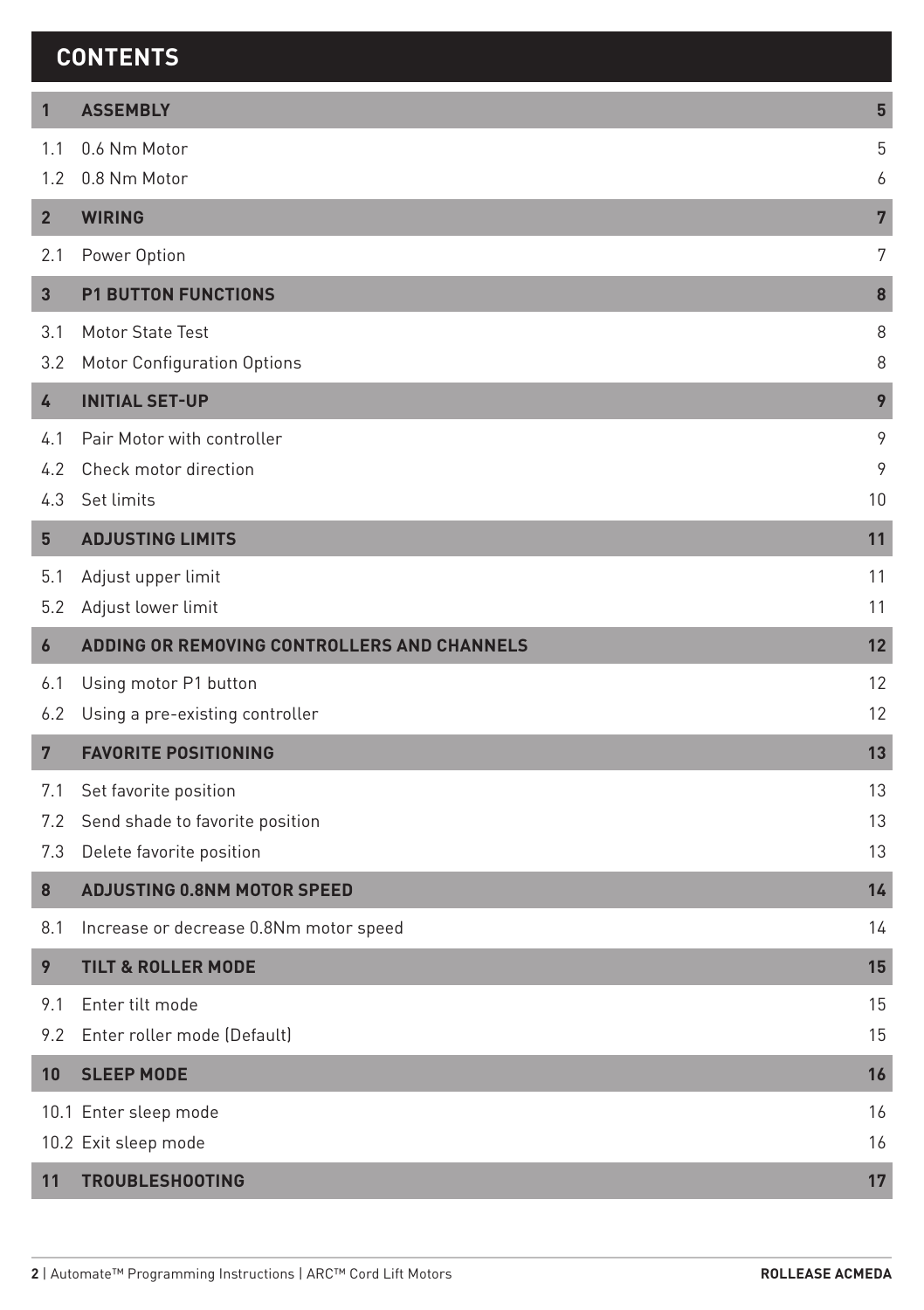# CONTENTS

| | | |
|---|---|---|
| **1** | **ASSEMBLY** | **5** |
| 1.1 | 0.6 Nm Motor | 5 |
| 1.2 | 0.8 Nm Motor | 6 |
| **2** | **WIRING** | **7** |
| 2.1 | Power Option | 7 |
| **3** | **P1 BUTTON FUNCTIONS** | **8** |
| 3.1 | Motor State Test | 8 |
| 3.2 | Motor Configuration Options | 8 |
| **4** | **INITIAL SET-UP** | **9** |
| 4.1 | Pair Motor with controller | 9 |
| 4.2 | Check motor direction | 9 |
| 4.3 | Set limits | 10 |
| **5** | **ADJUSTING LIMITS** | **11** |
| 5.1 | Adjust upper limit | 11 |
| 5.2 | Adjust lower limit | 11 |
| **6** | **ADDING OR REMOVING CONTROLLERS AND CHANNELS** | **12** |
| 6.1 | Using motor P1 button | 12 |
| 6.2 | Using a pre-existing controller | 12 |
| **7** | **FAVORITE POSITIONING** | **13** |
| 7.1 | Set favorite position | 13 |
| 7.2 | Send shade to favorite position | 13 |
| 7.3 | Delete favorite position | 13 |
| **8** | **ADJUSTING 0.8NM MOTOR SPEED** | **14** |
| 8.1 | Increase or decrease 0.8Nm motor speed | 14 |
| **9** | **TILT & ROLLER MODE** | **15** |
| 9.1 | Enter tilt mode | 15 |
| 9.2 | Enter roller mode (Default) | 15 |
| **10** | **SLEEP MODE** | **16** |
| 10.1 | Enter sleep mode | 16 |
| 10.2 | Exit sleep mode | 16 |
| **11** | **TROUBLESHOOTING** | **17** |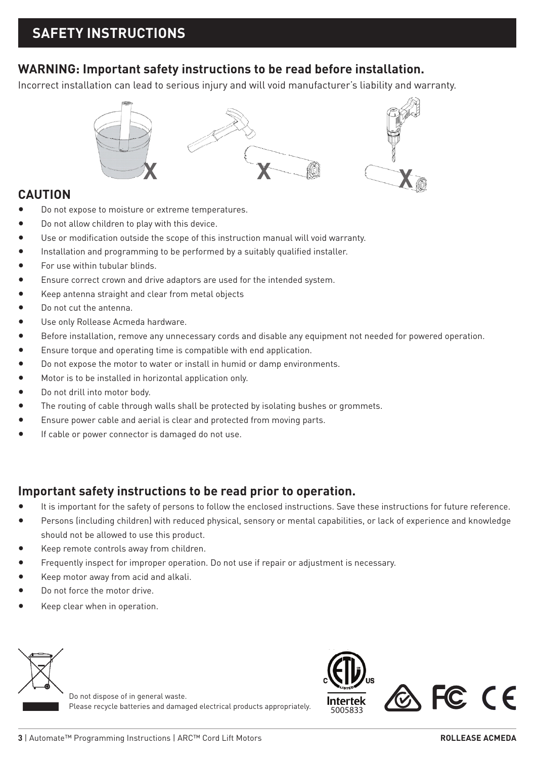## SAFETY INSTRUCTIONS

### WARNING: Important safety instructions to be read before installation.

Incorrect installation can lead to serious injury and will void manufacturer's liability and warranty.

### CAUTION

- Do not expose to moisture or extreme temperatures.
- Do not allow children to play with this device.
- Use or modification outside the scope of this instruction manual will void warranty.
- Installation and programming to be performed by a suitably qualified installer.
- For use within tubular blinds.
- Ensure correct crown and drive adaptors are used for the intended system.
- Keep antenna straight and clear from metal objects
- Do not cut the antenna.
- Use only Rollease Acmeda hardware.
- Before installation, remove any unnecessary cords and disable any equipment not needed for powered operation.
- Ensure torque and operating time is compatible with end application.
- Do not expose the motor to water or install in humid or damp environments.
- Motor is to be installed in horizontal application only.
- Do not drill into motor body.
- The routing of cable through walls shall be protected by isolating bushes or grommets.
- Ensure power cable and aerial is clear and protected from moving parts.
- If cable or power connector is damaged do not use.

### Important safety instructions to be read prior to operation.

- It is important for the safety of persons to follow the enclosed instructions. Save these instructions for future reference.
- Persons (including children) with reduced physical, sensory or mental capabilities, or lack of experience and knowledge should not be allowed to use this product.
- Keep remote controls away from children.
- Frequently inspect for improper operation. Do not use if repair or adjustment is necessary.
- Keep motor away from acid and alkali.
- Do not force the motor drive.
- Keep clear when in operation.

Do not dispose of in general waste.
Please recycle batteries and damaged electrical products appropriately.

Intertek 5005833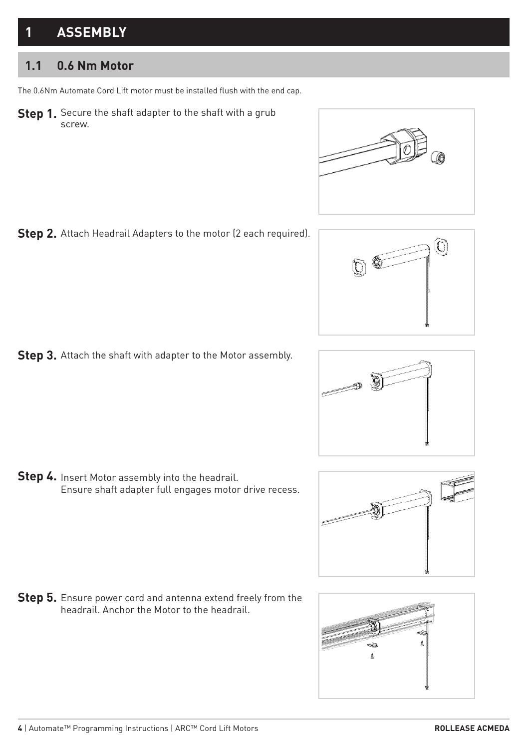# 1 ASSEMBLY

## 1.1 0.6 Nm Motor

The 0.6Nm Automate Cord Lift motor must be installed flush with the end cap.

**Step 1.** Secure the shaft adapter to the shaft with a grub screw.

**Step 2.** Attach Headrail Adapters to the motor (2 each required).

**Step 3.** Attach the shaft with adapter to the Motor assembly.

**Step 4.** Insert Motor assembly into the headrail.
Ensure shaft adapter full engages motor drive recess.

**Step 5.** Ensure power cord and antenna extend freely from the headrail. Anchor the Motor to the headrail.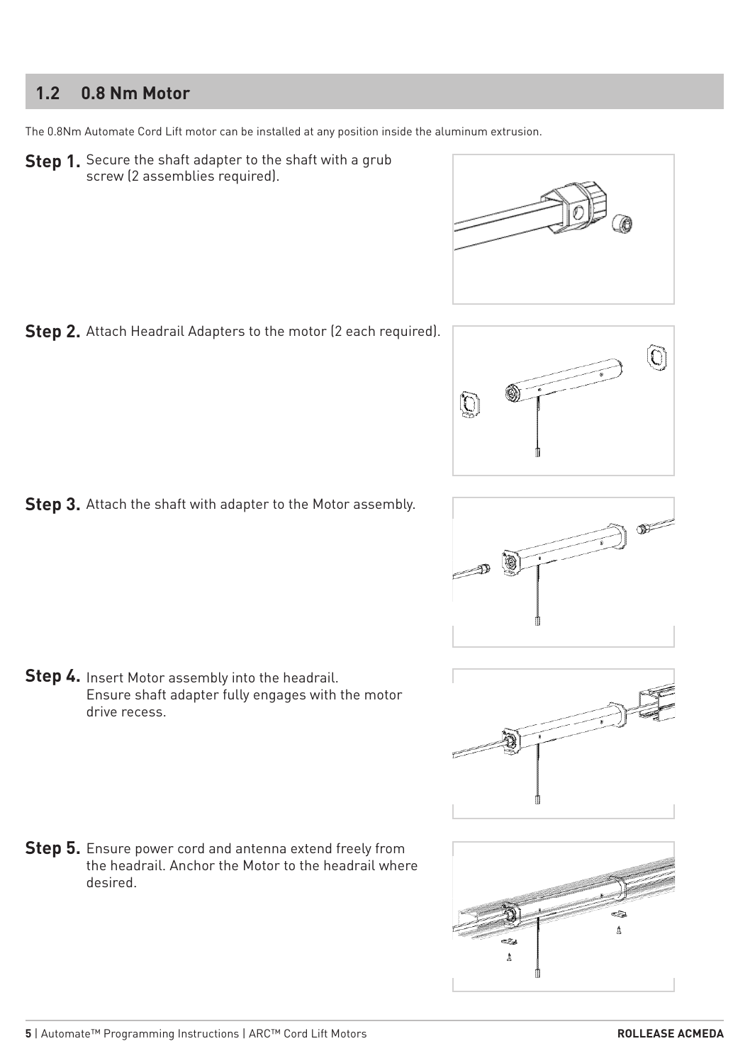## 1.2 0.8 Nm Motor

The 0.8Nm Automate Cord Lift motor can be installed at any position inside the aluminum extrusion.

**Step 1.** Secure the shaft adapter to the shaft with a grub screw (2 assemblies required).

**Step 2.** Attach Headrail Adapters to the motor (2 each required).

**Step 3.** Attach the shaft with adapter to the Motor assembly.

**Step 4.** Insert Motor assembly into the headrail. Ensure shaft adapter fully engages with the motor drive recess.

**Step 5.** Ensure power cord and antenna extend freely from the headrail. Anchor the Motor to the headrail where desired.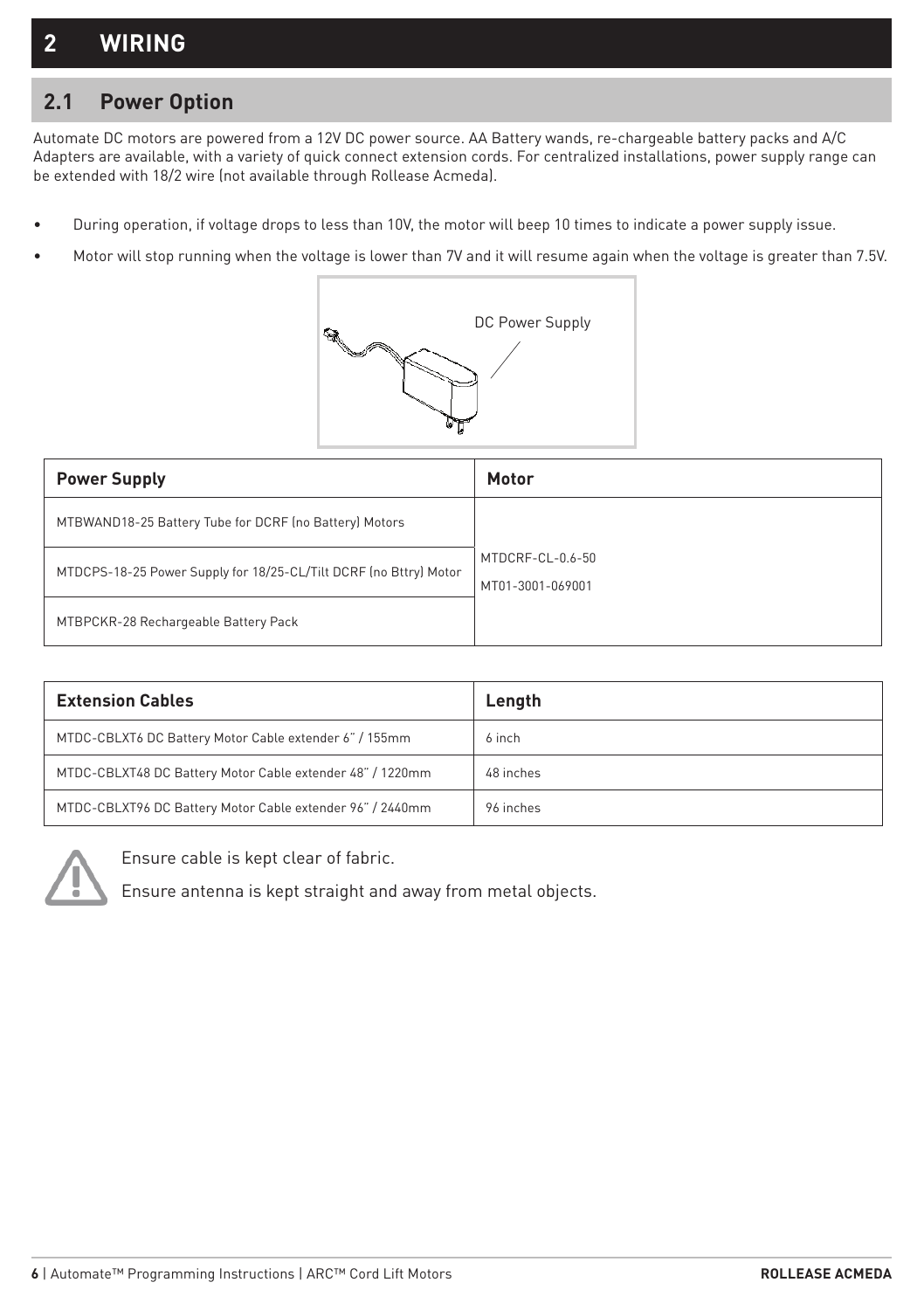# 2 WIRING

## 2.1 Power Option

Automate DC motors are powered from a 12V DC power source. AA Battery wands, re-chargeable battery packs and A/C Adapters are available, with a variety of quick connect extension cords. For centralized installations, power supply range can be extended with 18/2 wire (not available through Rollease Acmeda).

- During operation, if voltage drops to less than 10V, the motor will beep 10 times to indicate a power supply issue.
- Motor will stop running when the voltage is lower than 7V and it will resume again when the voltage is greater than 7.5V.

DC Power Supply

| Power Supply | Motor |
|---|---|
| MTBWAND18-25 Battery Tube for DCRF (no Battery) Motors | MTDCRF-CL-0.6-50<br>MT01-3001-069001 |
| MTDCPS-18-25 Power Supply for 18/25-CL/Tilt DCRF (no Bttry) Motor | |
| MTBPCKR-28 Rechargeable Battery Pack | |

| Extension Cables | Length |
|---|---|
| MTDC-CBLXT6 DC Battery Motor Cable extender 6" / 155mm | 6 inch |
| MTDC-CBLXT48 DC Battery Motor Cable extender 48" / 1220mm | 48 inches |
| MTDC-CBLXT96 DC Battery Motor Cable extender 96" / 2440mm | 96 inches |

Ensure cable is kept clear of fabric.

Ensure antenna is kept straight and away from metal objects.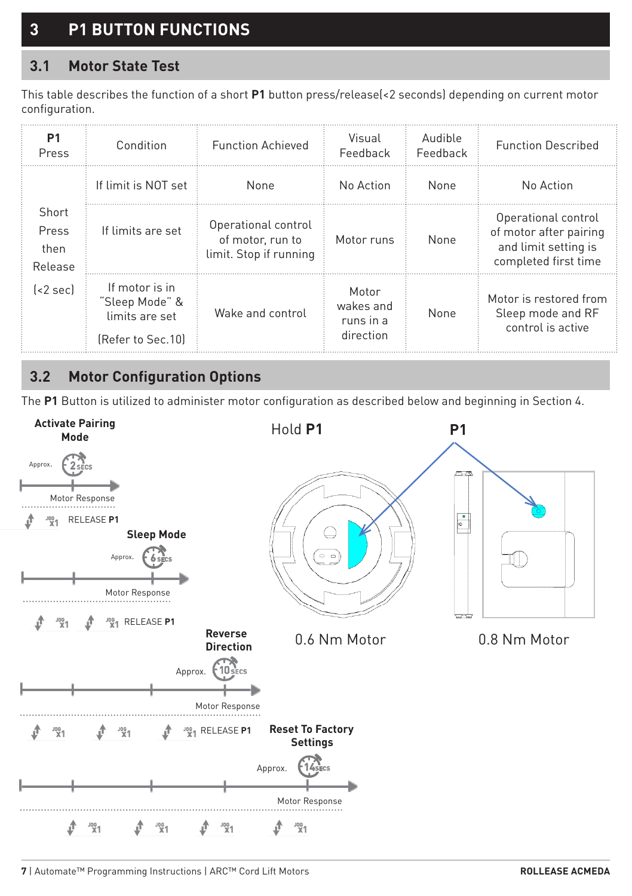# 3 P1 BUTTON FUNCTIONS

## 3.1 Motor State Test

This table describes the function of a short **P1** button press/release(<2 seconds) depending on current motor configuration.

| P1 Press | Condition | Function Achieved | Visual Feedback | Audible Feedback | Function Described |
|---|---|---|---|---|---|
| Short Press then Release (<2 sec) | If limit is NOT set | None | No Action | None | No Action |
| | If limits are set | Operational control of motor, run to limit. Stop if running | Motor runs | None | Operational control of motor after pairing and limit setting is completed first time |
| | If motor is in "Sleep Mode" & limits are set (Refer to Sec.10) | Wake and control | Motor wakes and runs in a direction | None | Motor is restored from Sleep mode and RF control is active |

## 3.2 Motor Configuration Options

The **P1** Button is utilized to administer motor configuration as described below and beginning in Section 4.

**Activate Pairing Mode**

Approx. 2 SECS

Motor Response

JOG x1 RELEASE **P1**

**Sleep Mode**

Approx. 6 SECS

Motor Response

JOG x1 JOG x1 RELEASE **P1**

**Reverse Direction**

Approx. 10 SECS

Motor Response

JOG x1 JOG x1 JOG x1 RELEASE **P1**

**Reset To Factory Settings**

Approx. 14 SECS

Motor Response

JOG x1 JOG x1 JOG x1 JOG x1

Hold **P1**

**P1**

0.6 Nm Motor

0.8 Nm Motor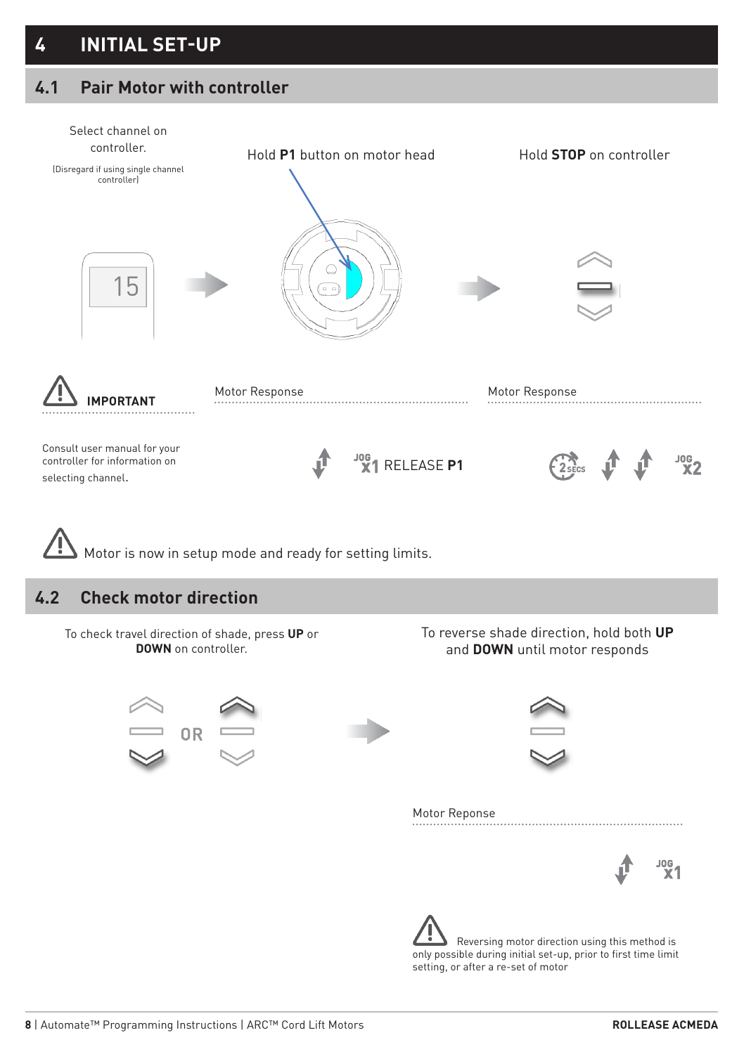# 4 INITIAL SET-UP

## 4.1 Pair Motor with controller

Select channel on controller.

(Disregard if using single channel controller)

Hold **P1** button on motor head

Hold **STOP** on controller

15

**IMPORTANT**

Consult user manual for your controller for information on selecting channel.

Motor Response

JOG x1 RELEASE **P1**

Motor Response

2 SECS JOG x2

Motor is now in setup mode and ready for setting limits.

## 4.2 Check motor direction

To check travel direction of shade, press **UP** or **DOWN** on controller.

OR

To reverse shade direction, hold both **UP** and **DOWN** until motor responds

Motor Reponse

JOG x1

Reversing motor direction using this method is only possible during initial set-up, prior to first time limit setting, or after a re-set of motor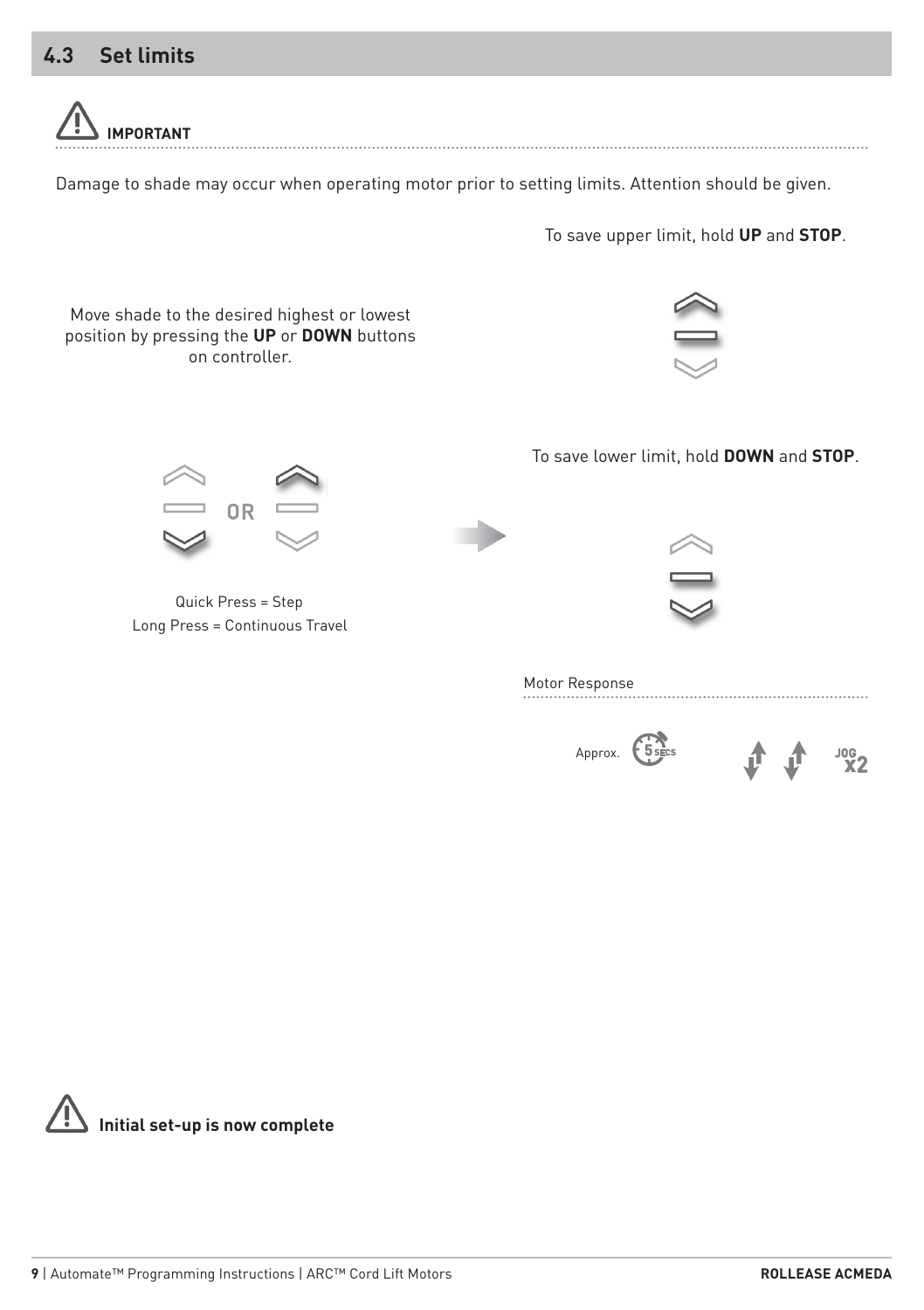## 4.3 Set limits

**IMPORTANT**

Damage to shade may occur when operating motor prior to setting limits. Attention should be given.

Move shade to the desired highest or lowest position by pressing the **UP** or **DOWN** buttons on controller.

OR

Quick Press = Step
Long Press = Continuous Travel

To save upper limit, hold **UP** and **STOP**.

To save lower limit, hold **DOWN** and **STOP**.

Motor Response

Approx. 5 SECS

JOG x2

**Initial set-up is now complete**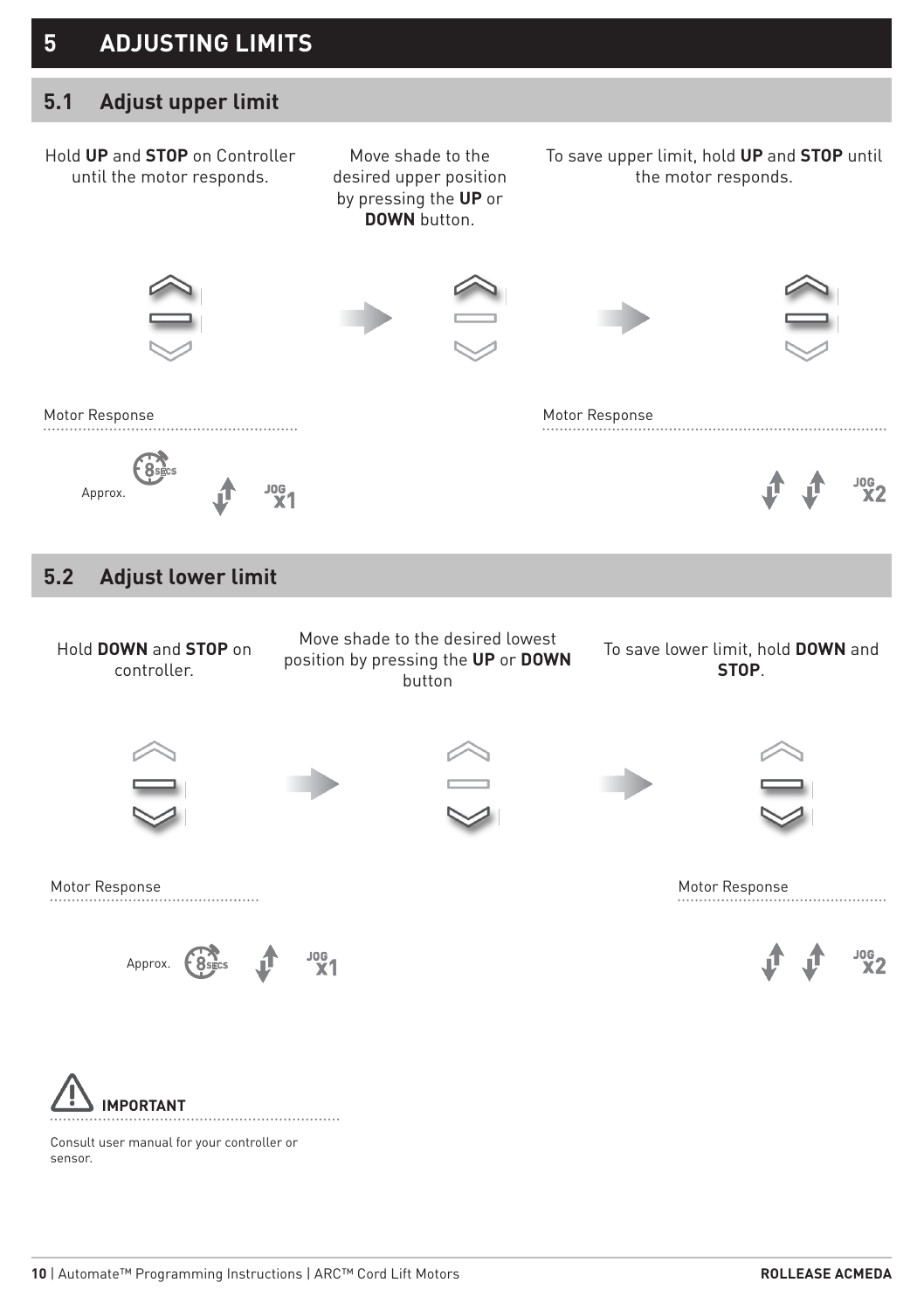# 5 ADJUSTING LIMITS

## 5.1 Adjust upper limit

Hold **UP** and **STOP** on Controller until the motor responds.

Move shade to the desired upper position by pressing the **UP** or **DOWN** button.

To save upper limit, hold **UP** and **STOP** until the motor responds.

Motor Response

Approx. 8 SECS JOG x1

Motor Response

JOG x2

## 5.2 Adjust lower limit

Hold **DOWN** and **STOP** on controller.

Move shade to the desired lowest position by pressing the **UP** or **DOWN** button

To save lower limit, hold **DOWN** and **STOP**.

Motor Response

Approx. 8 SECS JOG x1

Motor Response

JOG x2

**IMPORTANT**

Consult user manual for your controller or sensor.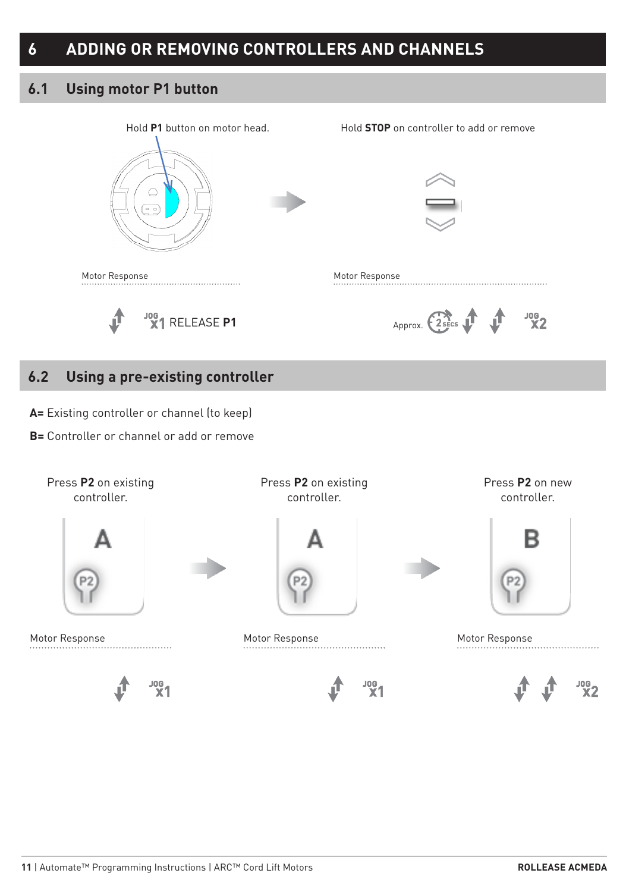# 6 ADDING OR REMOVING CONTROLLERS AND CHANNELS

## 6.1 Using motor P1 button

Hold **P1** button on motor head.

Motor Response

JOG x1 RELEASE **P1**

Hold **STOP** on controller to add or remove

Motor Response

Approx. 2 SECS JOG x2

## 6.2 Using a pre-existing controller

**A=** Existing controller or channel (to keep)

**B=** Controller or channel or add or remove

Press **P2** on existing controller.

A

P2

Motor Response

JOG x1

Press **P2** on existing controller.

A

P2

Motor Response

JOG x1

Press **P2** on new controller.

B

P2

Motor Response

JOG x2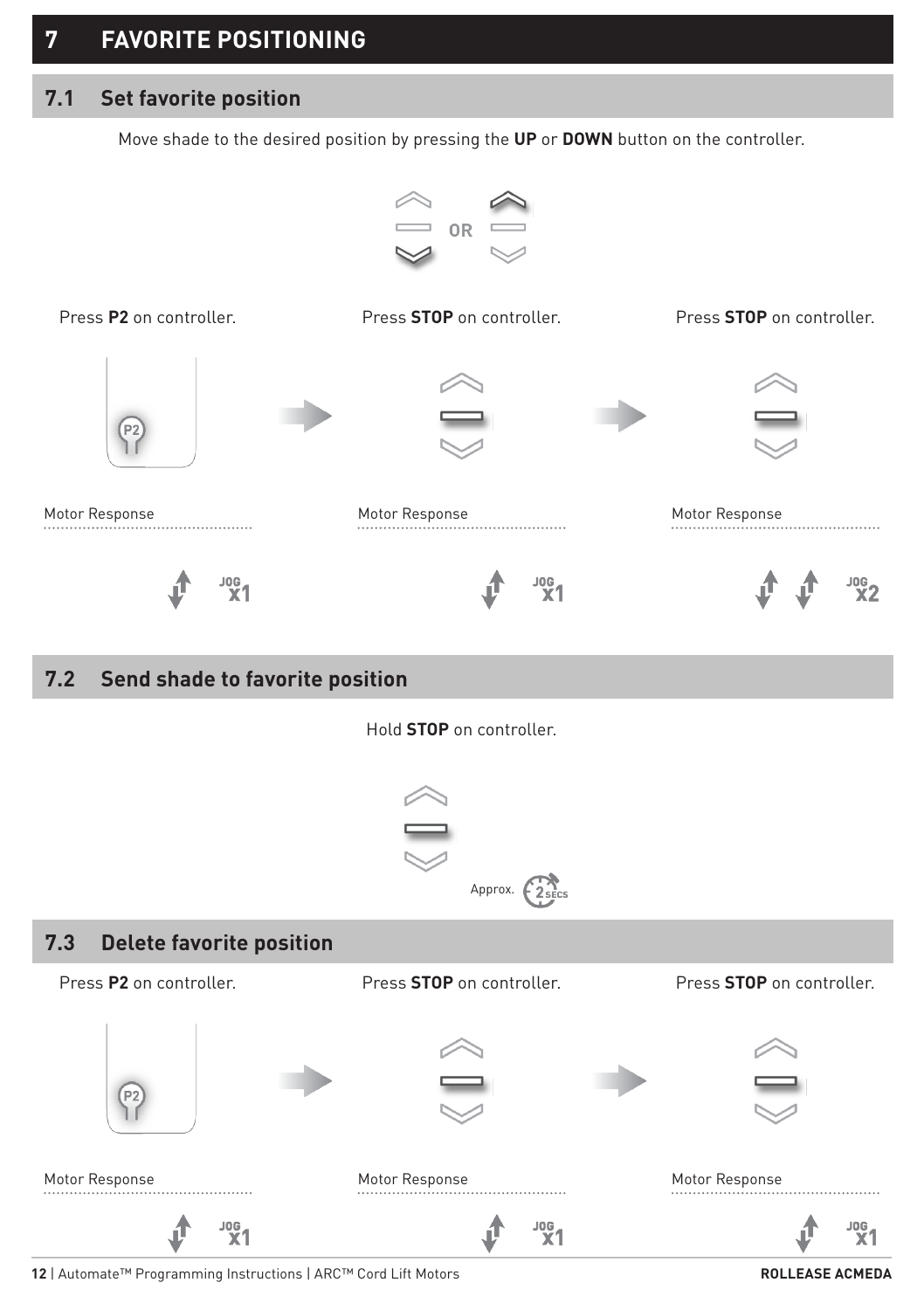# 7 FAVORITE POSITIONING

## 7.1 Set favorite position

Move shade to the desired position by pressing the **UP** or **DOWN** button on the controller.

OR

Press **P2** on controller.

Motor Response

JOG x1

Press **STOP** on controller.

Motor Response

JOG x1

Press **STOP** on controller.

Motor Response

JOG x2

## 7.2 Send shade to favorite position

Hold **STOP** on controller.

Approx. 2 SECS

## 7.3 Delete favorite position

Press **P2** on controller.

Motor Response

JOG x1

Press **STOP** on controller.

Motor Response

JOG x1

Press **STOP** on controller.

Motor Response

JOG x1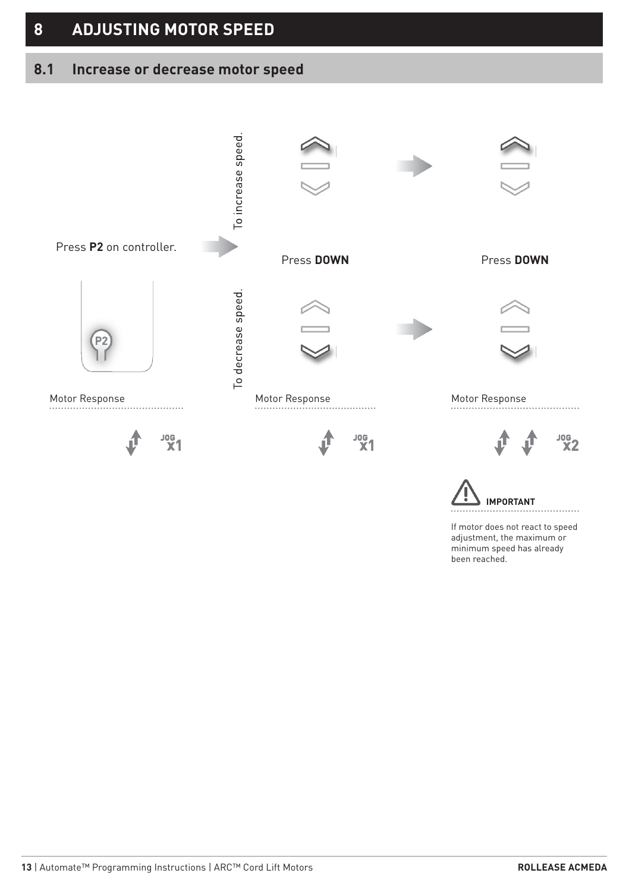# 8 ADJUSTING MOTOR SPEED

## 8.1 Increase or decrease motor speed

Press **P2** on controller.

Motor Response

JOG x1

To increase speed.

Press **DOWN**

Press **DOWN**

To decrease speed.

Motor Response

JOG x1

Motor Response

JOG x2

**IMPORTANT**

If motor does not react to speed adjustment, the maximum or minimum speed has already been reached.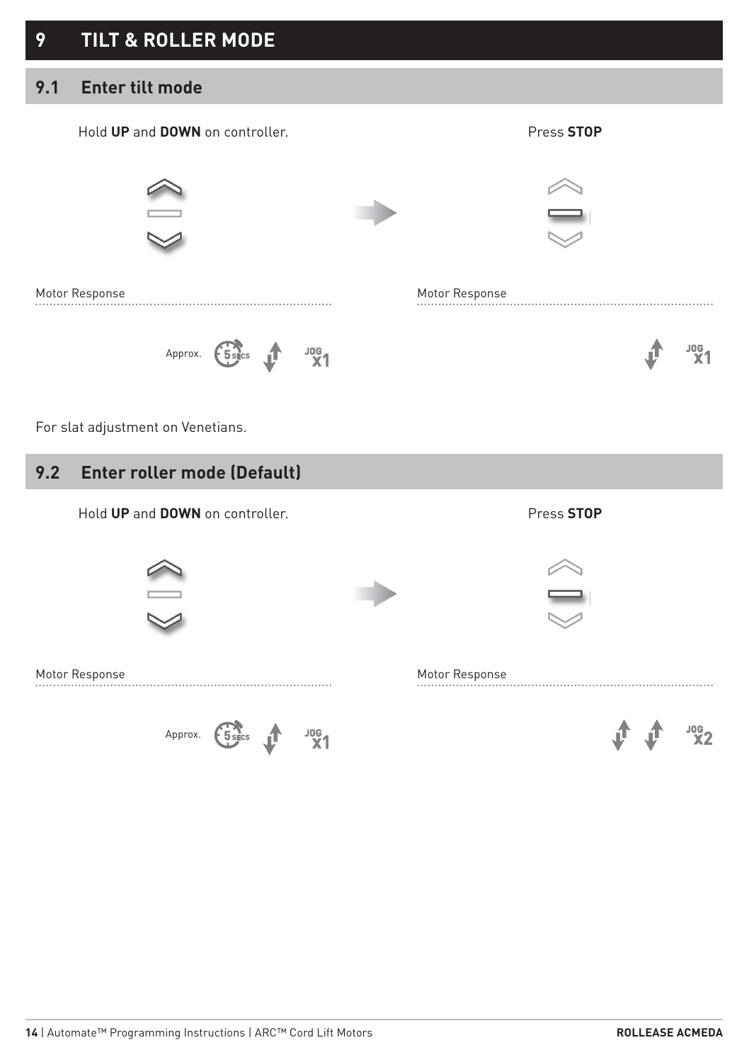# 9 TILT & ROLLER MODE

## 9.1 Enter tilt mode

Hold **UP** and **DOWN** on controller.

Press **STOP**

Motor Response

Approx. 5 SECS JOG x1

Motor Response

JOG x1

For slat adjustment on Venetians.

## 9.2 Enter roller mode (Default)

Hold **UP** and **DOWN** on controller.

Press **STOP**

Motor Response

Approx. 5 SECS JOG x1

Motor Response

JOG x2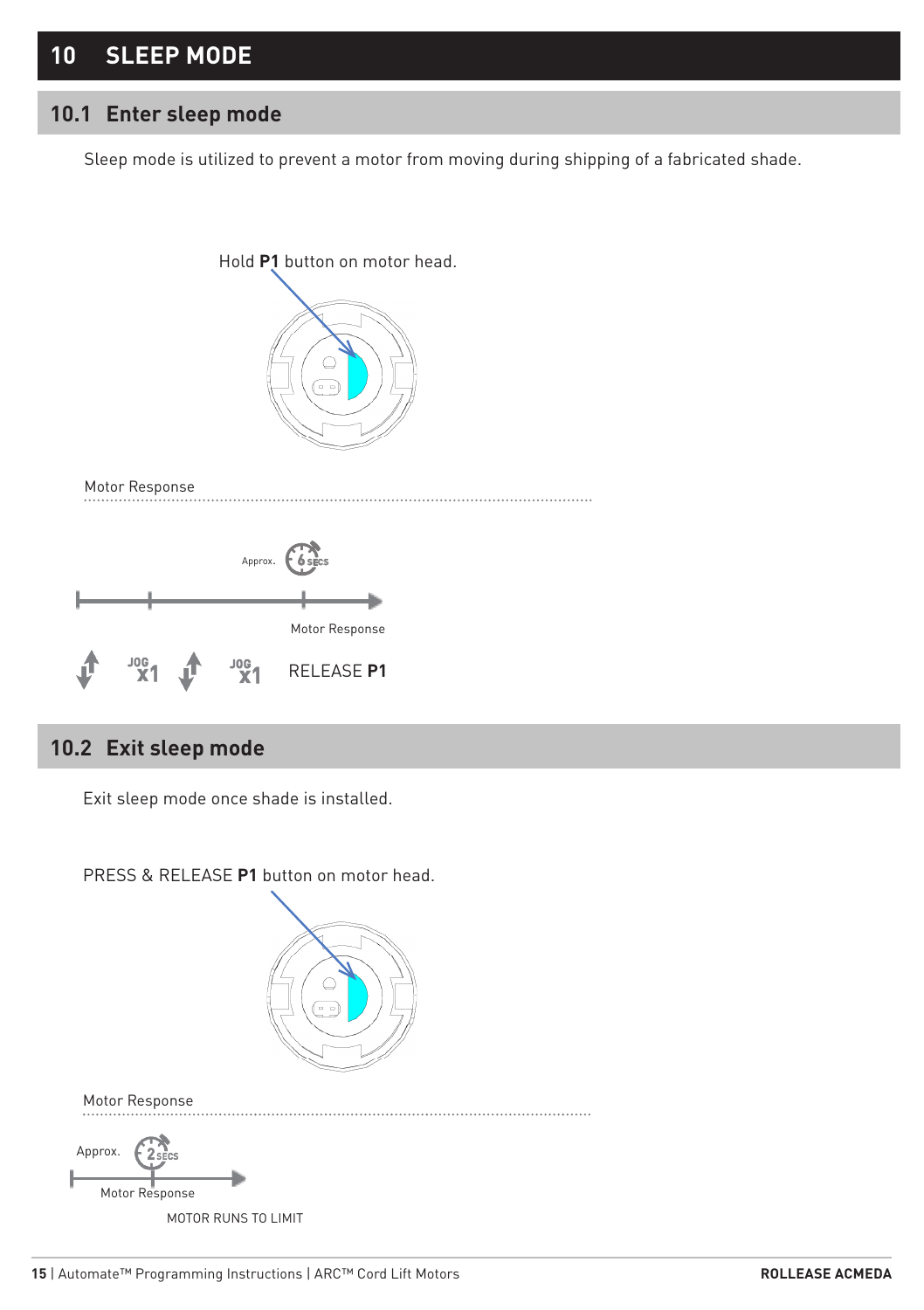# 10 SLEEP MODE

## 10.1 Enter sleep mode

Sleep mode is utilized to prevent a motor from moving during shipping of a fabricated shade.

Hold **P1** button on motor head.

Motor Response

Approx. 6 SECS

Motor Response

JOG x1 JOG x1 RELEASE **P1**

## 10.2 Exit sleep mode

Exit sleep mode once shade is installed.

PRESS & RELEASE **P1** button on motor head.

Motor Response

Approx. 2 SECS

Motor Response

MOTOR RUNS TO LIMIT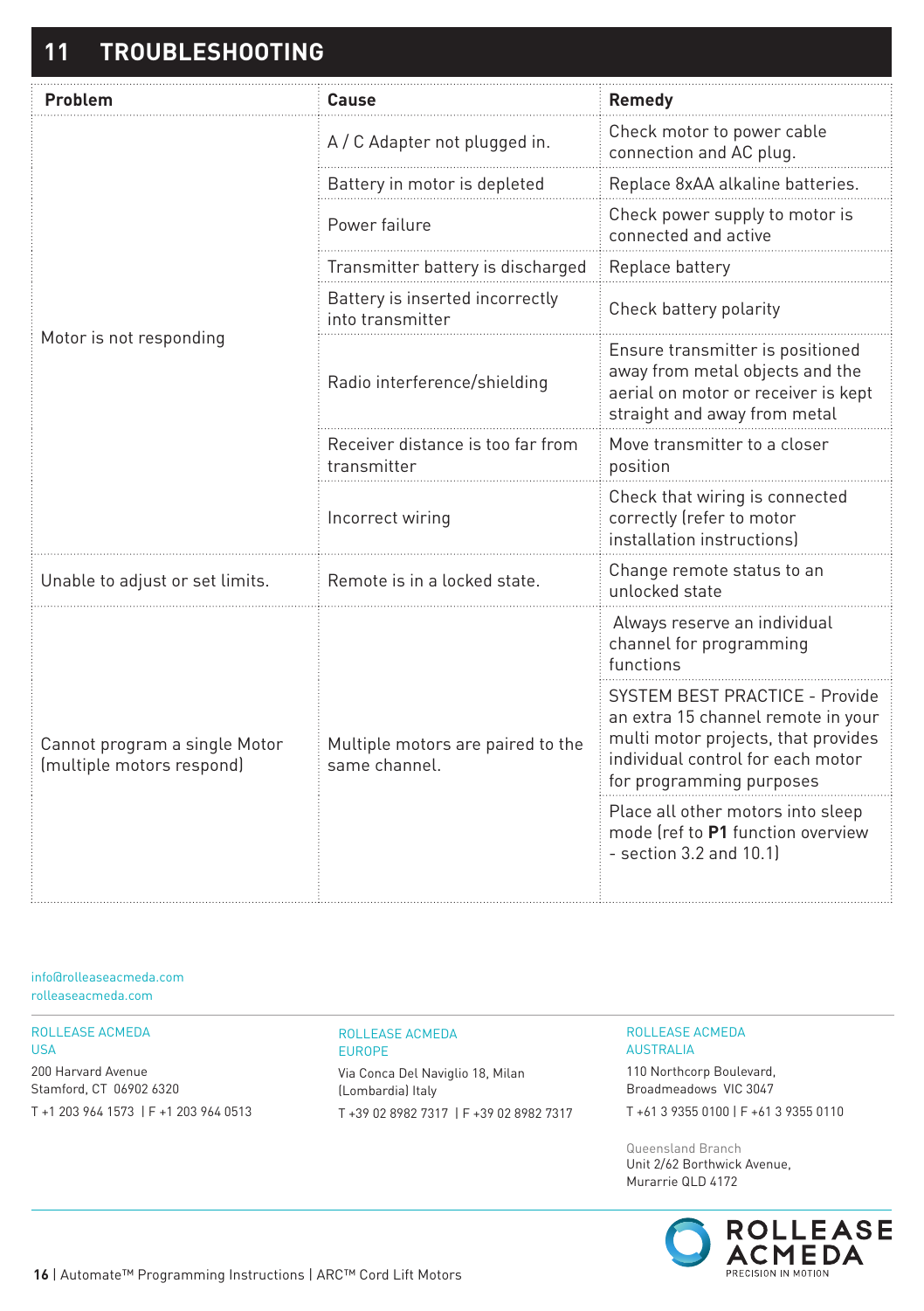# 11 TROUBLESHOOTING

| Problem | Cause | Remedy |
|---|---|---|
| Motor is not responding | A / C Adapter not plugged in. | Check motor to power cable connection and AC plug. |
| | Battery in motor is depleted | Replace 8xAA alkaline batteries. |
| | Power failure | Check power supply to motor is connected and active |
| | Transmitter battery is discharged | Replace battery |
| | Battery is inserted incorrectly into transmitter | Check battery polarity |
| | Radio interference/shielding | Ensure transmitter is positioned away from metal objects and the aerial on motor or receiver is kept straight and away from metal |
| | Receiver distance is too far from transmitter | Move transmitter to a closer position |
| | Incorrect wiring | Check that wiring is connected correctly (refer to motor installation instructions) |
| Unable to adjust or set limits. | Remote is in a locked state. | Change remote status to an unlocked state |
| Cannot program a single Motor (multiple motors respond) | Multiple motors are paired to the same channel. | Always reserve an individual channel for programming functions |
| | | SYSTEM BEST PRACTICE - Provide an extra 15 channel remote in your multi motor projects, that provides individual control for each motor for programming purposes |
| | | Place all other motors into sleep mode (ref to **P1** function overview - section 3.2 and 10.1) |

info@rolleaseacmeda.com
rolleaseacmeda.com

ROLLEASE ACMEDA
USA
200 Harvard Avenue
Stamford, CT 06902 6320
T +1 203 964 1573 | F +1 203 964 0513

ROLLEASE ACMEDA
EUROPE
Via Conca Del Naviglio 18, Milan
(Lombardia) Italy
T +39 02 8982 7317 | F +39 02 8982 7317

ROLLEASE ACMEDA
AUSTRALIA
110 Northcorp Boulevard,
Broadmeadows VIC 3047
T +61 3 9355 0100 | F +61 3 9355 0110

Queensland Branch
Unit 2/62 Borthwick Avenue,
Murarrie QLD 4172

ROLLEASE ACMEDA
PRECISION IN MOTION